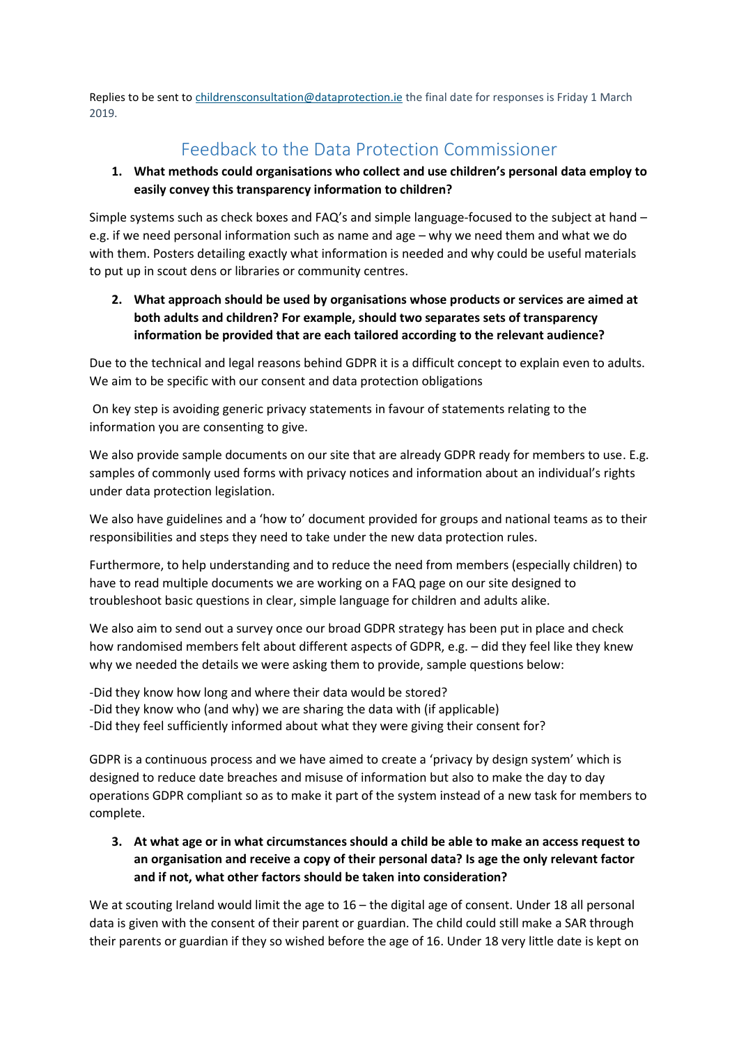Replies to be sent to childrensconsultation@dataprotection.ie the final date for responses is Friday 1 March 2019.

# Feedback to the Data Protection Commissioner

1. **What methods could organisations who collect and use children's personal data employ to easily convey this transparency information to children?**

Simple systems such as check boxes and FAQ's and simple language-focused to the subject at hand – e.g. if we need personal information such as name and age – why we need them and what we do with them. Posters detailing exactly what information is needed and why could be useful materials to put up in scout dens or libraries or community centres.

2. **What approach should be used by organisations whose products or services are aimed at both adults and children? For example, should two separates sets of transparency information be provided that are each tailored according to the relevant audience?**

Due to the technical and legal reasons behind GDPR it is a difficult concept to explain even to adults. We aim to be specific with our consent and data protection obligations

On key step is avoiding generic privacy statements in favour of statements relating to the information you are consenting to give.

We also provide sample documents on our site that are already GDPR ready for members to use. E.g. samples of commonly used forms with privacy notices and information about an individual's rights under data protection legislation.

We also have guidelines and a 'how to' document provided for groups and national teams as to their responsibilities and steps they need to take under the new data protection rules.

Furthermore, to help understanding and to reduce the need from members (especially children) to have to read multiple documents we are working on a FAQ page on our site designed to troubleshoot basic questions in clear, simple language for children and adults alike.

We also aim to send out a survey once our broad GDPR strategy has been put in place and check how randomised members felt about different aspects of GDPR, e.g. – did they feel like they knew why we needed the details we were asking them to provide, sample questions below:

-Did they know how long and where their data would be stored?
-Did they know who (and why) we are sharing the data with (if applicable)
-Did they feel sufficiently informed about what they were giving their consent for?

GDPR is a continuous process and we have aimed to create a 'privacy by design system' which is designed to reduce date breaches and misuse of information but also to make the day to day operations GDPR compliant so as to make it part of the system instead of a new task for members to complete.

3. **At what age or in what circumstances should a child be able to make an access request to an organisation and receive a copy of their personal data? Is age the only relevant factor and if not, what other factors should be taken into consideration?**

We at scouting Ireland would limit the age to 16 – the digital age of consent. Under 18 all personal data is given with the consent of their parent or guardian. The child could still make a SAR through their parents or guardian if they so wished before the age of 16. Under 18 very little date is kept on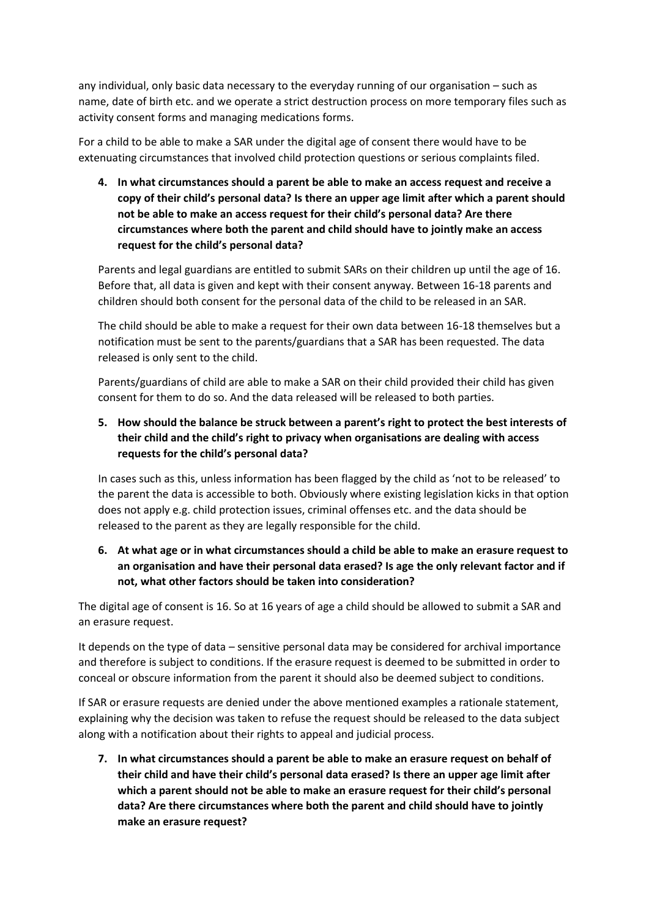any individual, only basic data necessary to the everyday running of our organisation – such as name, date of birth etc. and we operate a strict destruction process on more temporary files such as activity consent forms and managing medications forms.

For a child to be able to make a SAR under the digital age of consent there would have to be extenuating circumstances that involved child protection questions or serious complaints filed.

4. **In what circumstances should a parent be able to make an access request and receive a copy of their child's personal data? Is there an upper age limit after which a parent should not be able to make an access request for their child's personal data? Are there circumstances where both the parent and child should have to jointly make an access request for the child's personal data?**

   Parents and legal guardians are entitled to submit SARs on their children up until the age of 16. Before that, all data is given and kept with their consent anyway. Between 16-18 parents and children should both consent for the personal data of the child to be released in an SAR.

   The child should be able to make a request for their own data between 16-18 themselves but a notification must be sent to the parents/guardians that a SAR has been requested. The data released is only sent to the child.

   Parents/guardians of child are able to make a SAR on their child provided their child has given consent for them to do so. And the data released will be released to both parties.

5. **How should the balance be struck between a parent's right to protect the best interests of their child and the child's right to privacy when organisations are dealing with access requests for the child's personal data?**

   In cases such as this, unless information has been flagged by the child as 'not to be released' to the parent the data is accessible to both. Obviously where existing legislation kicks in that option does not apply e.g. child protection issues, criminal offenses etc. and the data should be released to the parent as they are legally responsible for the child.

6. **At what age or in what circumstances should a child be able to make an erasure request to an organisation and have their personal data erased? Is age the only relevant factor and if not, what other factors should be taken into consideration?**

The digital age of consent is 16. So at 16 years of age a child should be allowed to submit a SAR and an erasure request.

It depends on the type of data – sensitive personal data may be considered for archival importance and therefore is subject to conditions. If the erasure request is deemed to be submitted in order to conceal or obscure information from the parent it should also be deemed subject to conditions.

If SAR or erasure requests are denied under the above mentioned examples a rationale statement, explaining why the decision was taken to refuse the request should be released to the data subject along with a notification about their rights to appeal and judicial process.

7. **In what circumstances should a parent be able to make an erasure request on behalf of their child and have their child's personal data erased? Is there an upper age limit after which a parent should not be able to make an erasure request for their child's personal data? Are there circumstances where both the parent and child should have to jointly make an erasure request?**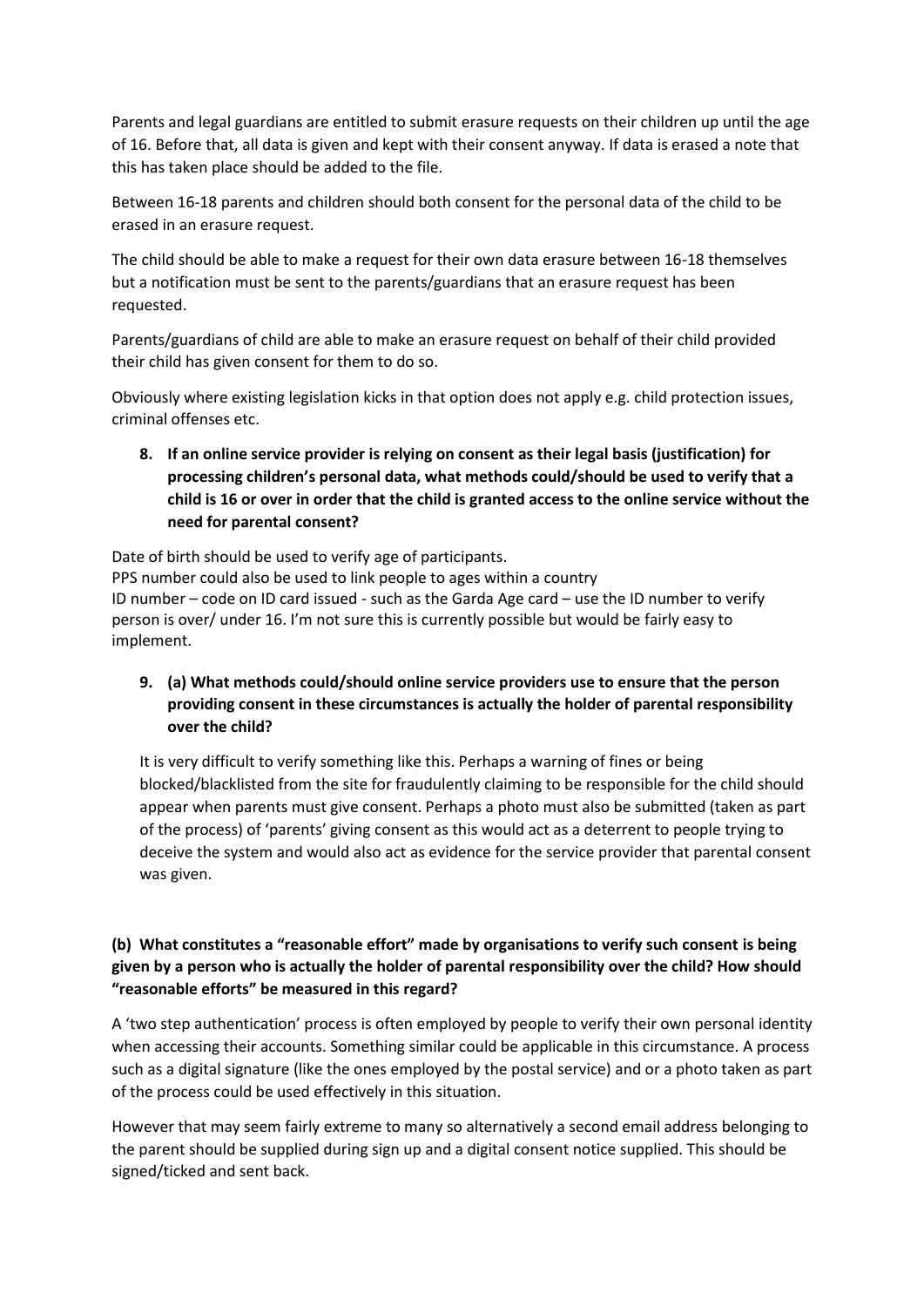Parents and legal guardians are entitled to submit erasure requests on their children up until the age of 16. Before that, all data is given and kept with their consent anyway. If data is erased a note that this has taken place should be added to the file.

Between 16-18 parents and children should both consent for the personal data of the child to be erased in an erasure request.

The child should be able to make a request for their own data erasure between 16-18 themselves but a notification must be sent to the parents/guardians that an erasure request has been requested.

Parents/guardians of child are able to make an erasure request on behalf of their child provided their child has given consent for them to do so.

Obviously where existing legislation kicks in that option does not apply e.g. child protection issues, criminal offenses etc.

**8. If an online service provider is relying on consent as their legal basis (justification) for processing children's personal data, what methods could/should be used to verify that a child is 16 or over in order that the child is granted access to the online service without the need for parental consent?**

Date of birth should be used to verify age of participants.
PPS number could also be used to link people to ages within a country
ID number – code on ID card issued - such as the Garda Age card – use the ID number to verify person is over/ under 16. I'm not sure this is currently possible but would be fairly easy to implement.

**9. (a) What methods could/should online service providers use to ensure that the person providing consent in these circumstances is actually the holder of parental responsibility over the child?**

It is very difficult to verify something like this. Perhaps a warning of fines or being blocked/blacklisted from the site for fraudulently claiming to be responsible for the child should appear when parents must give consent. Perhaps a photo must also be submitted (taken as part of the process) of 'parents' giving consent as this would act as a deterrent to people trying to deceive the system and would also act as evidence for the service provider that parental consent was given.

**(b) What constitutes a "reasonable effort" made by organisations to verify such consent is being given by a person who is actually the holder of parental responsibility over the child? How should "reasonable efforts" be measured in this regard?**

A 'two step authentication' process is often employed by people to verify their own personal identity when accessing their accounts. Something similar could be applicable in this circumstance. A process such as a digital signature (like the ones employed by the postal service) and or a photo taken as part of the process could be used effectively in this situation.

However that may seem fairly extreme to many so alternatively a second email address belonging to the parent should be supplied during sign up and a digital consent notice supplied. This should be signed/ticked and sent back.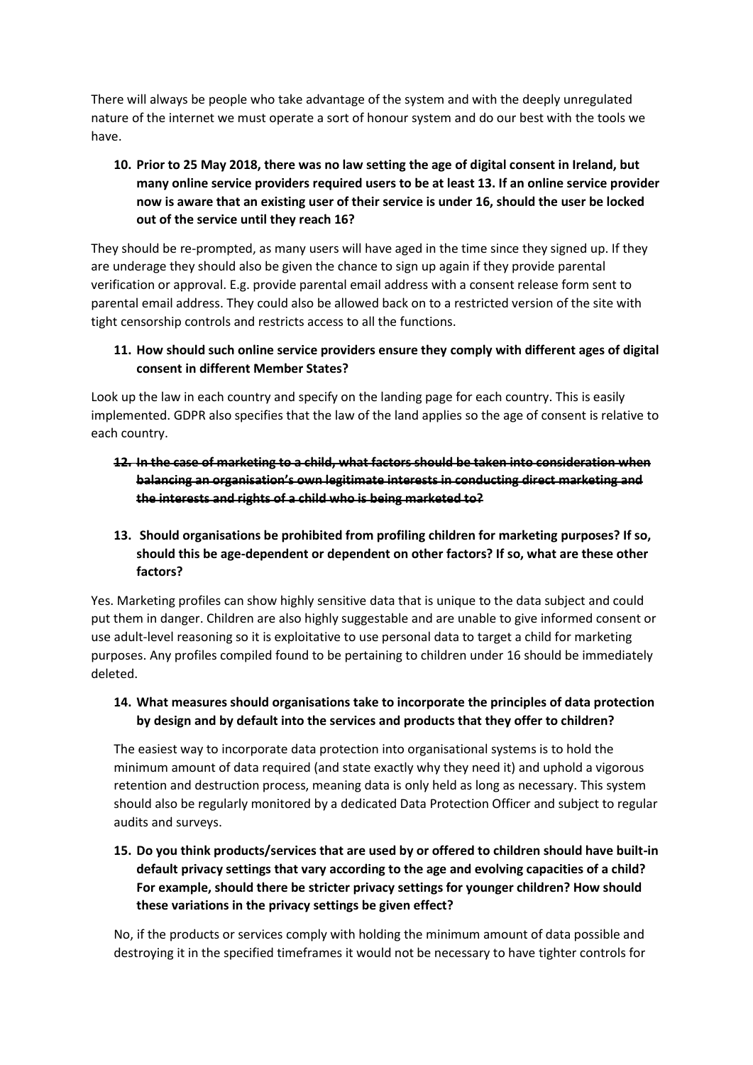There will always be people who take advantage of the system and with the deeply unregulated nature of the internet we must operate a sort of honour system and do our best with the tools we have.

**10. Prior to 25 May 2018, there was no law setting the age of digital consent in Ireland, but many online service providers required users to be at least 13. If an online service provider now is aware that an existing user of their service is under 16, should the user be locked out of the service until they reach 16?**

They should be re-prompted, as many users will have aged in the time since they signed up. If they are underage they should also be given the chance to sign up again if they provide parental verification or approval. E.g. provide parental email address with a consent release form sent to parental email address. They could also be allowed back on to a restricted version of the site with tight censorship controls and restricts access to all the functions.

**11. How should such online service providers ensure they comply with different ages of digital consent in different Member States?**

Look up the law in each country and specify on the landing page for each country. This is easily implemented. GDPR also specifies that the law of the land applies so the age of consent is relative to each country.

**~~12. In the case of marketing to a child, what factors should be taken into consideration when balancing an organisation's own legitimate interests in conducting direct marketing and the interests and rights of a child who is being marketed to?~~**

**13. Should organisations be prohibited from profiling children for marketing purposes? If so, should this be age-dependent or dependent on other factors? If so, what are these other factors?**

Yes. Marketing profiles can show highly sensitive data that is unique to the data subject and could put them in danger. Children are also highly suggestable and are unable to give informed consent or use adult-level reasoning so it is exploitative to use personal data to target a child for marketing purposes. Any profiles compiled found to be pertaining to children under 16 should be immediately deleted.

**14. What measures should organisations take to incorporate the principles of data protection by design and by default into the services and products that they offer to children?**

The easiest way to incorporate data protection into organisational systems is to hold the minimum amount of data required (and state exactly why they need it) and uphold a vigorous retention and destruction process, meaning data is only held as long as necessary. This system should also be regularly monitored by a dedicated Data Protection Officer and subject to regular audits and surveys.

**15. Do you think products/services that are used by or offered to children should have built-in default privacy settings that vary according to the age and evolving capacities of a child? For example, should there be stricter privacy settings for younger children? How should these variations in the privacy settings be given effect?**

No, if the products or services comply with holding the minimum amount of data possible and destroying it in the specified timeframes it would not be necessary to have tighter controls for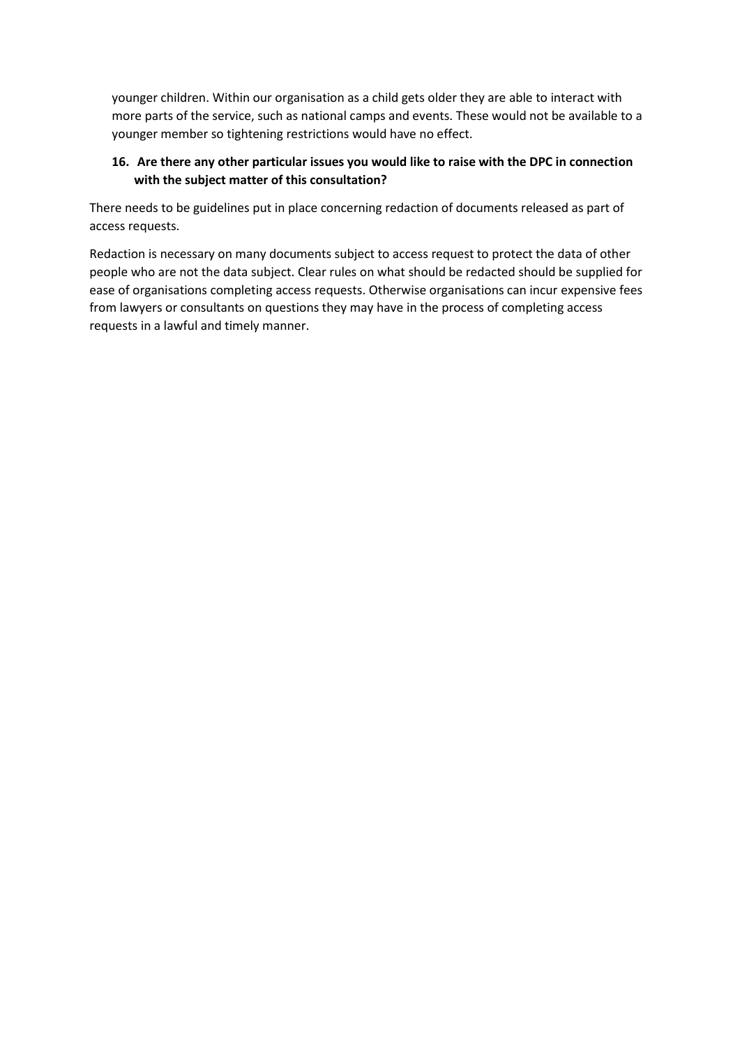younger children. Within our organisation as a child gets older they are able to interact with more parts of the service, such as national camps and events. These would not be available to a younger member so tightening restrictions would have no effect.

**16. Are there any other particular issues you would like to raise with the DPC in connection with the subject matter of this consultation?**

There needs to be guidelines put in place concerning redaction of documents released as part of access requests.

Redaction is necessary on many documents subject to access request to protect the data of other people who are not the data subject. Clear rules on what should be redacted should be supplied for ease of organisations completing access requests. Otherwise organisations can incur expensive fees from lawyers or consultants on questions they may have in the process of completing access requests in a lawful and timely manner.